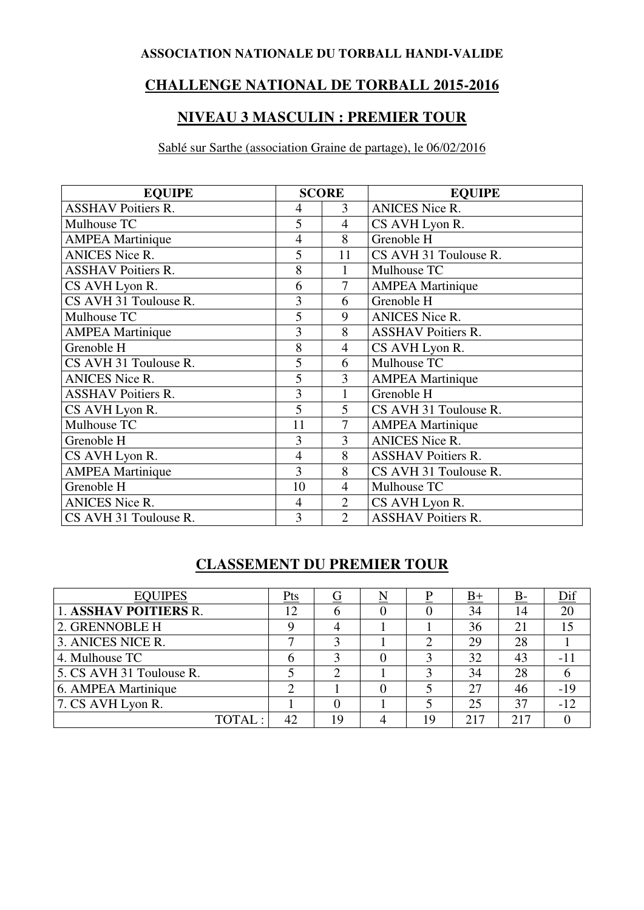**ASSOCIATION NATIONALE DU TORBALL HANDI-VALIDE**

## CHALLENGE NATIONAL DE TORBALL 2015-2016

## NIVEAU 3 MASCULIN : PREMIER TOUR

Sablé sur Sarthe (association Graine de partage), le 06/02/2016

| EQUIPE | SCORE | | EQUIPE |
|---|---|---|---|
| ASSHAV Poitiers R. | 4 | 3 | ANICES Nice R. |
| Mulhouse TC | 5 | 4 | CS AVH Lyon R. |
| AMPEA Martinique | 4 | 8 | Grenoble H |
| ANICES Nice R. | 5 | 11 | CS AVH 31 Toulouse R. |
| ASSHAV Poitiers R. | 8 | 1 | Mulhouse TC |
| CS AVH Lyon R. | 6 | 7 | AMPEA Martinique |
| CS AVH 31 Toulouse R. | 3 | 6 | Grenoble H |
| Mulhouse TC | 5 | 9 | ANICES Nice R. |
| AMPEA Martinique | 3 | 8 | ASSHAV Poitiers R. |
| Grenoble H | 8 | 4 | CS AVH Lyon R. |
| CS AVH 31 Toulouse R. | 5 | 6 | Mulhouse TC |
| ANICES Nice R. | 5 | 3 | AMPEA Martinique |
| ASSHAV Poitiers R. | 3 | 1 | Grenoble H |
| CS AVH Lyon R. | 5 | 5 | CS AVH 31 Toulouse R. |
| Mulhouse TC | 11 | 7 | AMPEA Martinique |
| Grenoble H | 3 | 3 | ANICES Nice R. |
| CS AVH Lyon R. | 4 | 8 | ASSHAV Poitiers R. |
| AMPEA Martinique | 3 | 8 | CS AVH 31 Toulouse R. |
| Grenoble H | 10 | 4 | Mulhouse TC |
| ANICES Nice R. | 4 | 2 | CS AVH Lyon R. |
| CS AVH 31 Toulouse R. | 3 | 2 | ASSHAV Poitiers R. |

## CLASSEMENT DU PREMIER TOUR

| EQUIPES | Pts | G | N | P | B+ | B- | Dif |
|---|---|---|---|---|---|---|---|
| 1. **ASSHAV POITIERS** R. | 12 | 6 | 0 | 0 | 34 | 14 | 20 |
| 2. GRENNOBLE H | 9 | 4 | 1 | 1 | 36 | 21 | 15 |
| 3. ANICES NICE R. | 7 | 3 | 1 | 2 | 29 | 28 | 1 |
| 4. Mulhouse TC | 6 | 3 | 0 | 3 | 32 | 43 | -11 |
| 5. CS AVH 31 Toulouse R. | 5 | 2 | 1 | 3 | 34 | 28 | 6 |
| 6. AMPEA Martinique | 2 | 1 | 0 | 5 | 27 | 46 | -19 |
| 7. CS AVH Lyon R. | 1 | 0 | 1 | 5 | 25 | 37 | -12 |
| TOTAL : | 42 | 19 | 4 | 19 | 217 | 217 | 0 |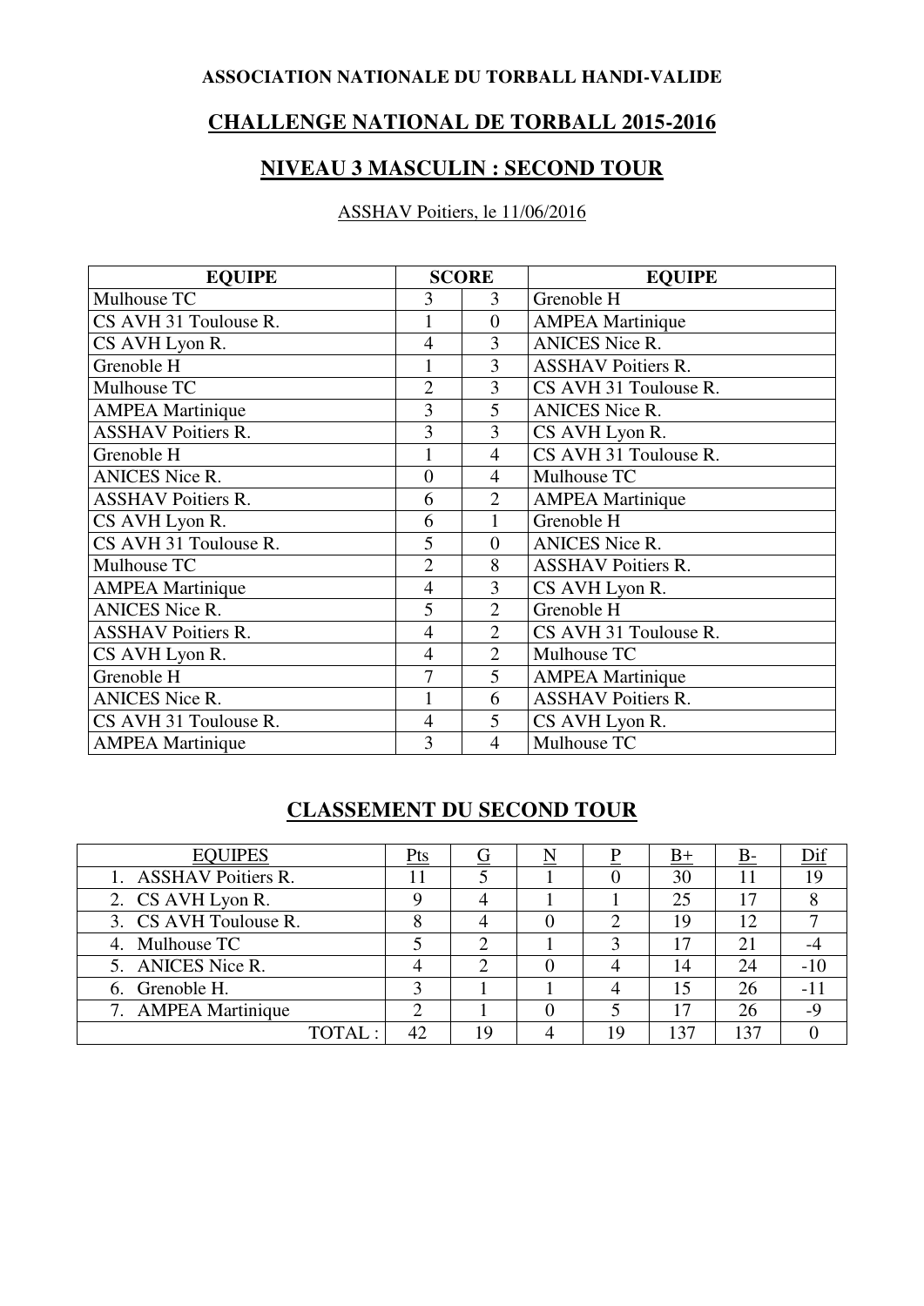**ASSOCIATION NATIONALE DU TORBALL HANDI-VALIDE**

## CHALLENGE NATIONAL DE TORBALL 2015-2016

## NIVEAU 3 MASCULIN : SECOND TOUR

ASSHAV Poitiers, le 11/06/2016

| EQUIPE | SCORE | | EQUIPE |
|---|---|---|---|
| Mulhouse TC | 3 | 3 | Grenoble H |
| CS AVH 31 Toulouse R. | 1 | 0 | AMPEA Martinique |
| CS AVH Lyon R. | 4 | 3 | ANICES Nice R. |
| Grenoble H | 1 | 3 | ASSHAV Poitiers R. |
| Mulhouse TC | 2 | 3 | CS AVH 31 Toulouse R. |
| AMPEA Martinique | 3 | 5 | ANICES Nice R. |
| ASSHAV Poitiers R. | 3 | 3 | CS AVH Lyon R. |
| Grenoble H | 1 | 4 | CS AVH 31 Toulouse R. |
| ANICES Nice R. | 0 | 4 | Mulhouse TC |
| ASSHAV Poitiers R. | 6 | 2 | AMPEA Martinique |
| CS AVH Lyon R. | 6 | 1 | Grenoble H |
| CS AVH 31 Toulouse R. | 5 | 0 | ANICES Nice R. |
| Mulhouse TC | 2 | 8 | ASSHAV Poitiers R. |
| AMPEA Martinique | 4 | 3 | CS AVH Lyon R. |
| ANICES Nice R. | 5 | 2 | Grenoble H |
| ASSHAV Poitiers R. | 4 | 2 | CS AVH 31 Toulouse R. |
| CS AVH Lyon R. | 4 | 2 | Mulhouse TC |
| Grenoble H | 7 | 5 | AMPEA Martinique |
| ANICES Nice R. | 1 | 6 | ASSHAV Poitiers R. |
| CS AVH 31 Toulouse R. | 4 | 5 | CS AVH Lyon R. |
| AMPEA Martinique | 3 | 4 | Mulhouse TC |

## CLASSEMENT DU SECOND TOUR

| EQUIPES | Pts | G | N | P | B+ | B- | Dif |
|---|---|---|---|---|---|---|---|
| 1. ASSHAV Poitiers R. | 11 | 5 | 1 | 0 | 30 | 11 | 19 |
| 2. CS AVH Lyon R. | 9 | 4 | 1 | 1 | 25 | 17 | 8 |
| 3. CS AVH Toulouse R. | 8 | 4 | 0 | 2 | 19 | 12 | 7 |
| 4. Mulhouse TC | 5 | 2 | 1 | 3 | 17 | 21 | -4 |
| 5. ANICES Nice R. | 4 | 2 | 0 | 4 | 14 | 24 | -10 |
| 6. Grenoble H. | 3 | 1 | 1 | 4 | 15 | 26 | -11 |
| 7. AMPEA Martinique | 2 | 1 | 0 | 5 | 17 | 26 | -9 |
| TOTAL : | 42 | 19 | 4 | 19 | 137 | 137 | 0 |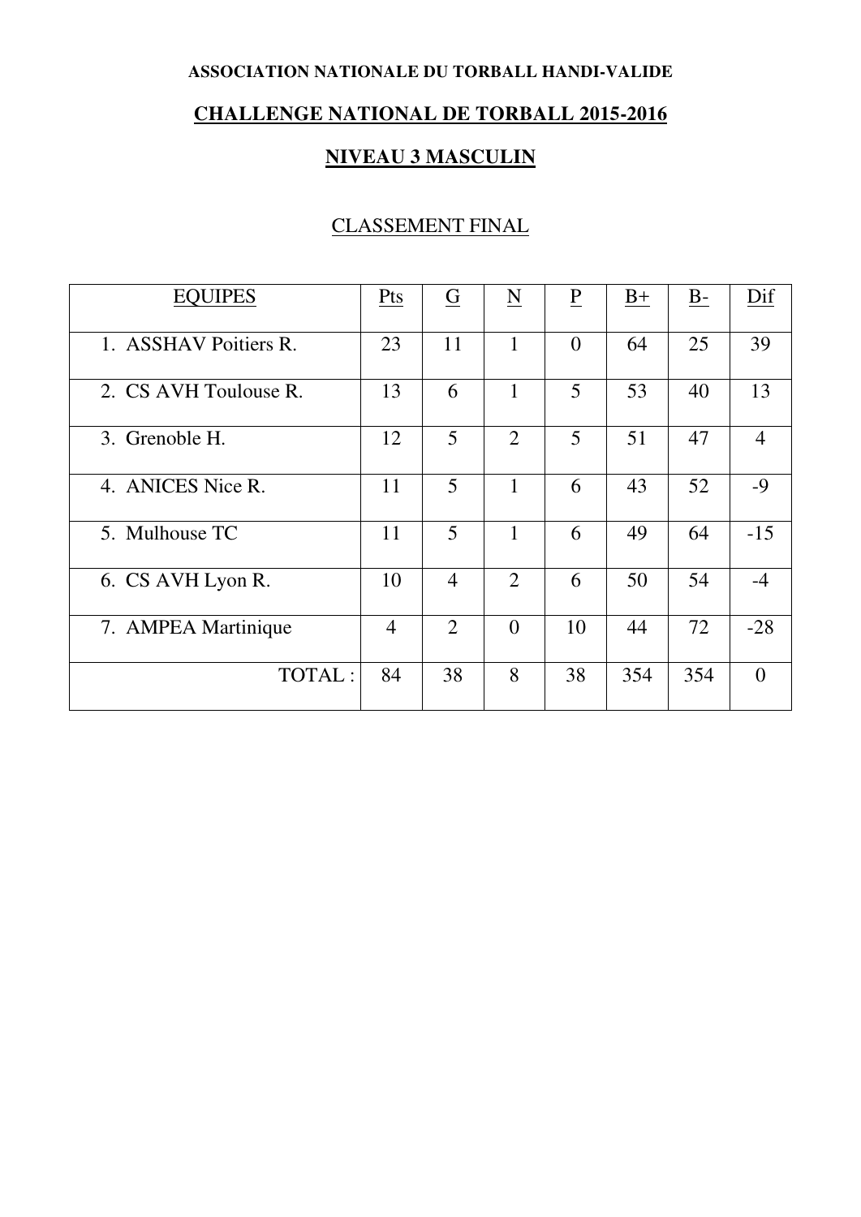**ASSOCIATION NATIONALE DU TORBALL HANDI-VALIDE**

## CHALLENGE NATIONAL DE TORBALL 2015-2016

## NIVEAU 3 MASCULIN

### CLASSEMENT FINAL

| EQUIPES | Pts | G | N | P | B+ | B- | Dif |
|---|---|---|---|---|---|---|---|
| 1. ASSHAV Poitiers R. | 23 | 11 | 1 | 0 | 64 | 25 | 39 |
| 2. CS AVH Toulouse R. | 13 | 6 | 1 | 5 | 53 | 40 | 13 |
| 3. Grenoble H. | 12 | 5 | 2 | 5 | 51 | 47 | 4 |
| 4. ANICES Nice R. | 11 | 5 | 1 | 6 | 43 | 52 | -9 |
| 5. Mulhouse TC | 11 | 5 | 1 | 6 | 49 | 64 | -15 |
| 6. CS AVH Lyon R. | 10 | 4 | 2 | 6 | 50 | 54 | -4 |
| 7. AMPEA Martinique | 4 | 2 | 0 | 10 | 44 | 72 | -28 |
| TOTAL : | 84 | 38 | 8 | 38 | 354 | 354 | 0 |